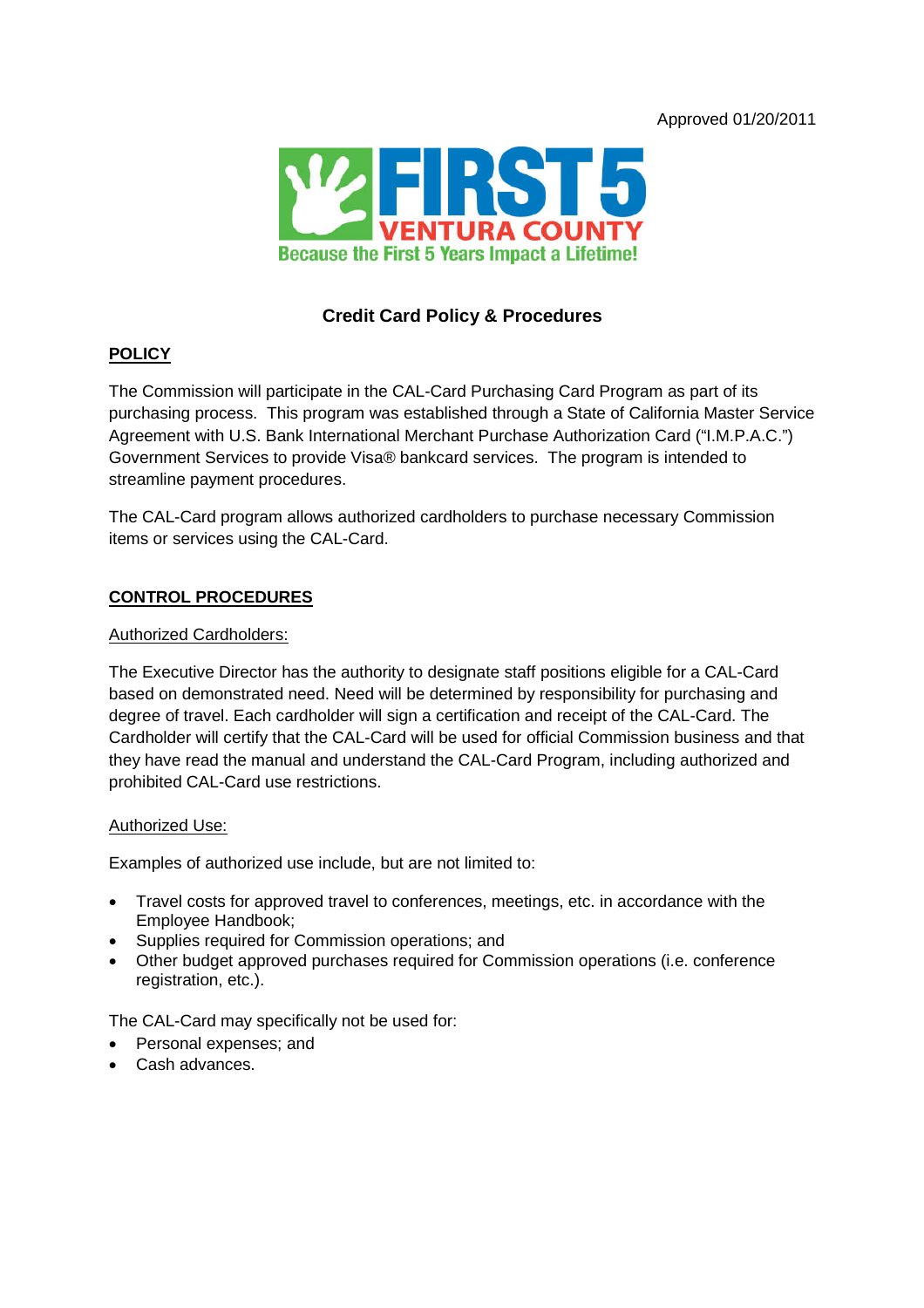Approved 01/20/2011

FIRST 5 VENTURA COUNTY

Because the First 5 Years Impact a Lifetime!

# Credit Card Policy & Procedures

## POLICY

The Commission will participate in the CAL-Card Purchasing Card Program as part of its purchasing process. This program was established through a State of California Master Service Agreement with U.S. Bank International Merchant Purchase Authorization Card ("I.M.P.A.C.") Government Services to provide Visa® bankcard services. The program is intended to streamline payment procedures.

The CAL-Card program allows authorized cardholders to purchase necessary Commission items or services using the CAL-Card.

## CONTROL PROCEDURES

### Authorized Cardholders:

The Executive Director has the authority to designate staff positions eligible for a CAL-Card based on demonstrated need. Need will be determined by responsibility for purchasing and degree of travel. Each cardholder will sign a certification and receipt of the CAL-Card. The Cardholder will certify that the CAL-Card will be used for official Commission business and that they have read the manual and understand the CAL-Card Program, including authorized and prohibited CAL-Card use restrictions.

### Authorized Use:

Examples of authorized use include, but are not limited to:

- Travel costs for approved travel to conferences, meetings, etc. in accordance with the Employee Handbook;
- Supplies required for Commission operations; and
- Other budget approved purchases required for Commission operations (i.e. conference registration, etc.).

The CAL-Card may specifically not be used for:

- Personal expenses; and
- Cash advances.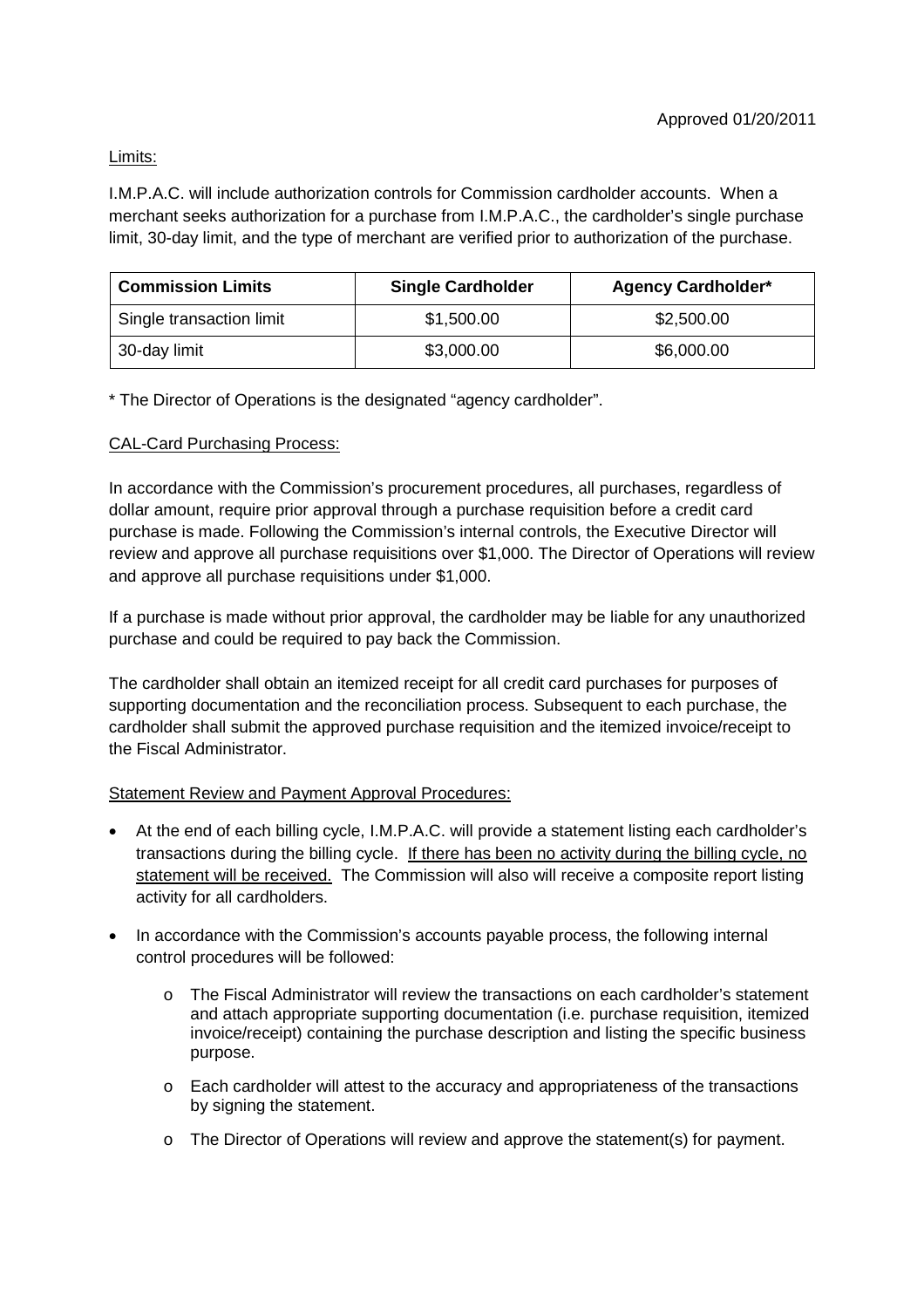Approved 01/20/2011

Limits:

I.M.P.A.C. will include authorization controls for Commission cardholder accounts. When a merchant seeks authorization for a purchase from I.M.P.A.C., the cardholder's single purchase limit, 30-day limit, and the type of merchant are verified prior to authorization of the purchase.

| Commission Limits | Single Cardholder | Agency Cardholder* |
|---|---|---|
| Single transaction limit | $1,500.00 | $2,500.00 |
| 30-day limit | $3,000.00 | $6,000.00 |

* The Director of Operations is the designated "agency cardholder".

CAL-Card Purchasing Process:

In accordance with the Commission's procurement procedures, all purchases, regardless of dollar amount, require prior approval through a purchase requisition before a credit card purchase is made. Following the Commission's internal controls, the Executive Director will review and approve all purchase requisitions over $1,000. The Director of Operations will review and approve all purchase requisitions under $1,000.

If a purchase is made without prior approval, the cardholder may be liable for any unauthorized purchase and could be required to pay back the Commission.

The cardholder shall obtain an itemized receipt for all credit card purchases for purposes of supporting documentation and the reconciliation process. Subsequent to each purchase, the cardholder shall submit the approved purchase requisition and the itemized invoice/receipt to the Fiscal Administrator.

Statement Review and Payment Approval Procedures:

- At the end of each billing cycle, I.M.P.A.C. will provide a statement listing each cardholder's transactions during the billing cycle. If there has been no activity during the billing cycle, no statement will be received. The Commission will also will receive a composite report listing activity for all cardholders.
- In accordance with the Commission's accounts payable process, the following internal control procedures will be followed:
    - The Fiscal Administrator will review the transactions on each cardholder's statement and attach appropriate supporting documentation (i.e. purchase requisition, itemized invoice/receipt) containing the purchase description and listing the specific business purpose.
    - Each cardholder will attest to the accuracy and appropriateness of the transactions by signing the statement.
    - The Director of Operations will review and approve the statement(s) for payment.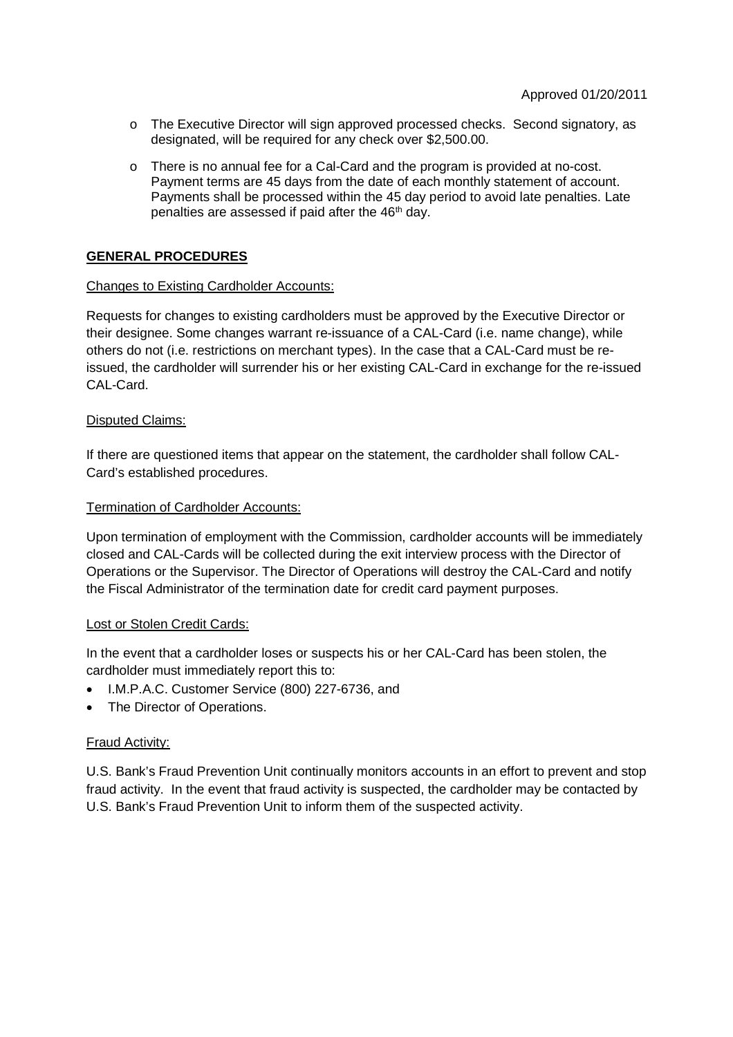Approved 01/20/2011

- The Executive Director will sign approved processed checks. Second signatory, as designated, will be required for any check over $2,500.00.
- There is no annual fee for a Cal-Card and the program is provided at no-cost. Payment terms are 45 days from the date of each monthly statement of account. Payments shall be processed within the 45 day period to avoid late penalties. Late penalties are assessed if paid after the 46th day.

## GENERAL PROCEDURES

Changes to Existing Cardholder Accounts:

Requests for changes to existing cardholders must be approved by the Executive Director or their designee. Some changes warrant re-issuance of a CAL-Card (i.e. name change), while others do not (i.e. restrictions on merchant types). In the case that a CAL-Card must be re-issued, the cardholder will surrender his or her existing CAL-Card in exchange for the re-issued CAL-Card.

Disputed Claims:

If there are questioned items that appear on the statement, the cardholder shall follow CAL-Card's established procedures.

Termination of Cardholder Accounts:

Upon termination of employment with the Commission, cardholder accounts will be immediately closed and CAL-Cards will be collected during the exit interview process with the Director of Operations or the Supervisor. The Director of Operations will destroy the CAL-Card and notify the Fiscal Administrator of the termination date for credit card payment purposes.

Lost or Stolen Credit Cards:

In the event that a cardholder loses or suspects his or her CAL-Card has been stolen, the cardholder must immediately report this to:

- I.M.P.A.C. Customer Service (800) 227-6736, and
- The Director of Operations.

Fraud Activity:

U.S. Bank's Fraud Prevention Unit continually monitors accounts in an effort to prevent and stop fraud activity. In the event that fraud activity is suspected, the cardholder may be contacted by U.S. Bank's Fraud Prevention Unit to inform them of the suspected activity.